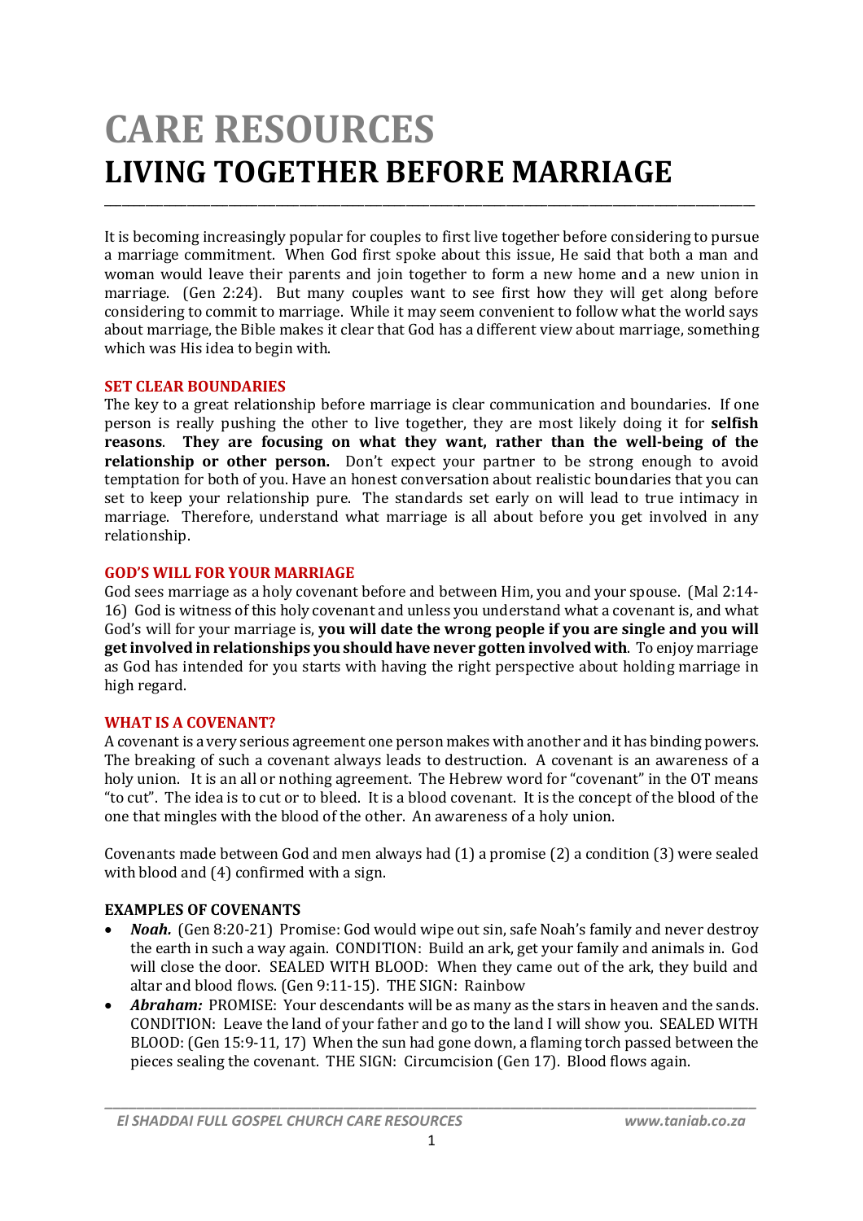# CARE RESOURCES
# LIVING TOGETHER BEFORE MARRIAGE

It is becoming increasingly popular for couples to first live together before considering to pursue a marriage commitment. When God first spoke about this issue, He said that both a man and woman would leave their parents and join together to form a new home and a new union in marriage. (Gen 2:24). But many couples want to see first how they will get along before considering to commit to marriage. While it may seem convenient to follow what the world says about marriage, the Bible makes it clear that God has a different view about marriage, something which was His idea to begin with.

## SET CLEAR BOUNDARIES

The key to a great relationship before marriage is clear communication and boundaries. If one person is really pushing the other to live together, they are most likely doing it for **selfish reasons**. **They are focusing on what they want, rather than the well-being of the relationship or other person.** Don't expect your partner to be strong enough to avoid temptation for both of you. Have an honest conversation about realistic boundaries that you can set to keep your relationship pure. The standards set early on will lead to true intimacy in marriage. Therefore, understand what marriage is all about before you get involved in any relationship.

## GOD'S WILL FOR YOUR MARRIAGE

God sees marriage as a holy covenant before and between Him, you and your spouse. (Mal 2:14-16) God is witness of this holy covenant and unless you understand what a covenant is, and what God's will for your marriage is, **you will date the wrong people if you are single and you will get involved in relationships you should have never gotten involved with**. To enjoy marriage as God has intended for you starts with having the right perspective about holding marriage in high regard.

## WHAT IS A COVENANT?

A covenant is a very serious agreement one person makes with another and it has binding powers. The breaking of such a covenant always leads to destruction. A covenant is an awareness of a holy union. It is an all or nothing agreement. The Hebrew word for "covenant" in the OT means "to cut". The idea is to cut or to bleed. It is a blood covenant. It is the concept of the blood of the one that mingles with the blood of the other. An awareness of a holy union.

Covenants made between God and men always had (1) a promise (2) a condition (3) were sealed with blood and (4) confirmed with a sign.

### EXAMPLES OF COVENANTS

- ***Noah.*** (Gen 8:20-21) Promise: God would wipe out sin, safe Noah's family and never destroy the earth in such a way again. CONDITION: Build an ark, get your family and animals in. God will close the door. SEALED WITH BLOOD: When they came out of the ark, they build and altar and blood flows. (Gen 9:11-15). THE SIGN: Rainbow
- ***Abraham:*** PROMISE: Your descendants will be as many as the stars in heaven and the sands. CONDITION: Leave the land of your father and go to the land I will show you. SEALED WITH BLOOD: (Gen 15:9-11, 17) When the sun had gone down, a flaming torch passed between the pieces sealing the covenant. THE SIGN: Circumcision (Gen 17). Blood flows again.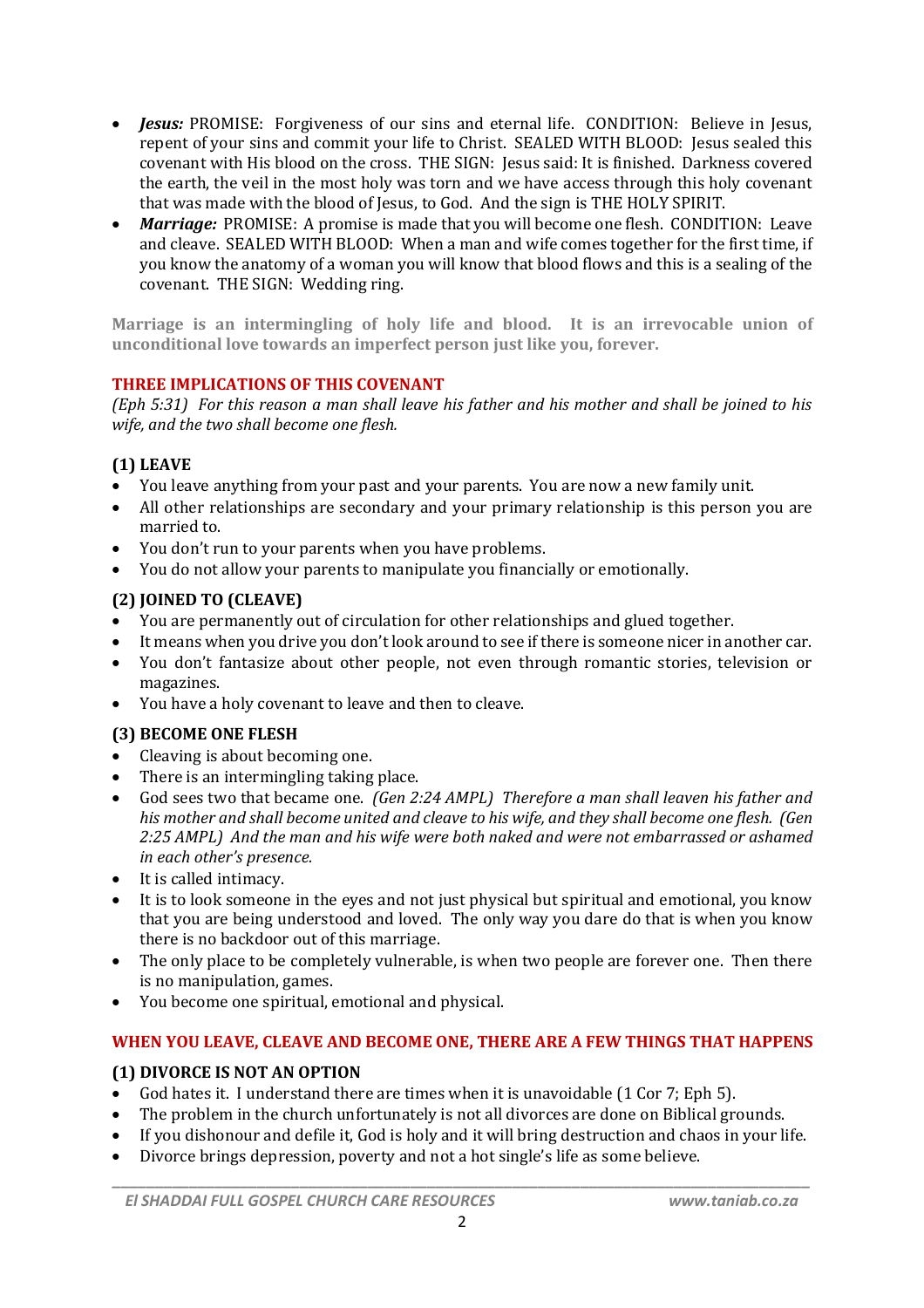- ***Jesus:*** PROMISE: Forgiveness of our sins and eternal life. CONDITION: Believe in Jesus, repent of your sins and commit your life to Christ. SEALED WITH BLOOD: Jesus sealed this covenant with His blood on the cross. THE SIGN: Jesus said: It is finished. Darkness covered the earth, the veil in the most holy was torn and we have access through this holy covenant that was made with the blood of Jesus, to God. And the sign is THE HOLY SPIRIT.
- ***Marriage:*** PROMISE: A promise is made that you will become one flesh. CONDITION: Leave and cleave. SEALED WITH BLOOD: When a man and wife comes together for the first time, if you know the anatomy of a woman you will know that blood flows and this is a sealing of the covenant. THE SIGN: Wedding ring.

**Marriage is an intermingling of holy life and blood. It is an irrevocable union of unconditional love towards an imperfect person just like you, forever.**

## THREE IMPLICATIONS OF THIS COVENANT

*(Eph 5:31) For this reason a man shall leave his father and his mother and shall be joined to his wife, and the two shall become one flesh.*

### (1) LEAVE

- You leave anything from your past and your parents. You are now a new family unit.
- All other relationships are secondary and your primary relationship is this person you are married to.
- You don't run to your parents when you have problems.
- You do not allow your parents to manipulate you financially or emotionally.

### (2) JOINED TO (CLEAVE)

- You are permanently out of circulation for other relationships and glued together.
- It means when you drive you don't look around to see if there is someone nicer in another car.
- You don't fantasize about other people, not even through romantic stories, television or magazines.
- You have a holy covenant to leave and then to cleave.

### (3) BECOME ONE FLESH

- Cleaving is about becoming one.
- There is an intermingling taking place.
- God sees two that became one. *(Gen 2:24 AMPL) Therefore a man shall leaven his father and his mother and shall become united and cleave to his wife, and they shall become one flesh. (Gen 2:25 AMPL) And the man and his wife were both naked and were not embarrassed or ashamed in each other's presence.*
- It is called intimacy.
- It is to look someone in the eyes and not just physical but spiritual and emotional, you know that you are being understood and loved. The only way you dare do that is when you know there is no backdoor out of this marriage.
- The only place to be completely vulnerable, is when two people are forever one. Then there is no manipulation, games.
- You become one spiritual, emotional and physical.

## WHEN YOU LEAVE, CLEAVE AND BECOME ONE, THERE ARE A FEW THINGS THAT HAPPENS

### (1) DIVORCE IS NOT AN OPTION

- God hates it. I understand there are times when it is unavoidable (1 Cor 7; Eph 5).
- The problem in the church unfortunately is not all divorces are done on Biblical grounds.
- If you dishonour and defile it, God is holy and it will bring destruction and chaos in your life.
- Divorce brings depression, poverty and not a hot single's life as some believe.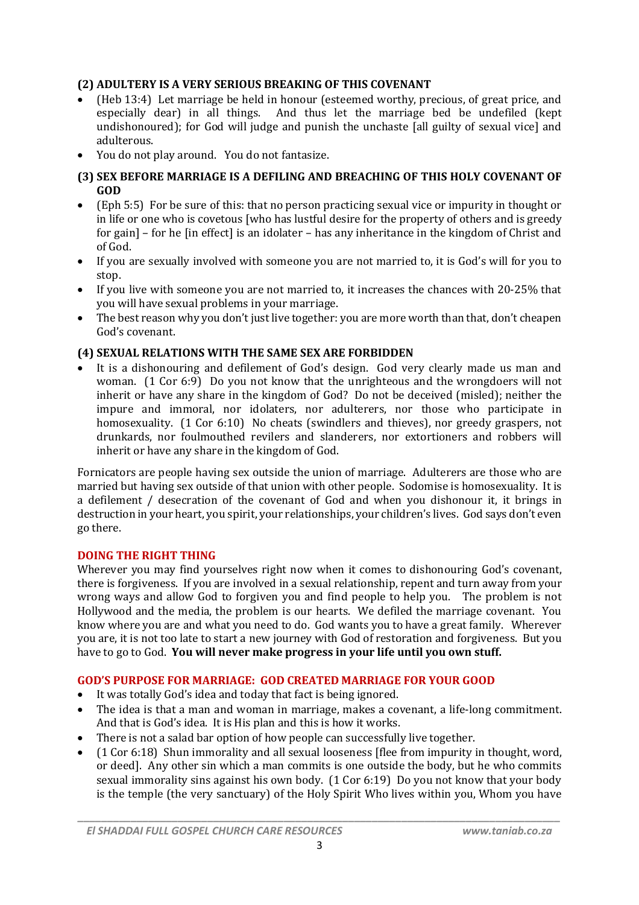### (2) ADULTERY IS A VERY SERIOUS BREAKING OF THIS COVENANT

- (Heb 13:4) Let marriage be held in honour (esteemed worthy, precious, of great price, and especially dear) in all things. And thus let the marriage bed be undefiled (kept undishonoured); for God will judge and punish the unchaste [all guilty of sexual vice] and adulterous.
- You do not play around. You do not fantasize.

### (3) SEX BEFORE MARRIAGE IS A DEFILING AND BREACHING OF THIS HOLY COVENANT OF GOD

- (Eph 5:5) For be sure of this: that no person practicing sexual vice or impurity in thought or in life or one who is covetous [who has lustful desire for the property of others and is greedy for gain] – for he [in effect] is an idolater – has any inheritance in the kingdom of Christ and of God.
- If you are sexually involved with someone you are not married to, it is God's will for you to stop.
- If you live with someone you are not married to, it increases the chances with 20-25% that you will have sexual problems in your marriage.
- The best reason why you don't just live together: you are more worth than that, don't cheapen God's covenant.

### (4) SEXUAL RELATIONS WITH THE SAME SEX ARE FORBIDDEN

- It is a dishonouring and defilement of God's design. God very clearly made us man and woman. (1 Cor 6:9) Do you not know that the unrighteous and the wrongdoers will not inherit or have any share in the kingdom of God? Do not be deceived (misled); neither the impure and immoral, nor idolaters, nor adulterers, nor those who participate in homosexuality. (1 Cor 6:10) No cheats (swindlers and thieves), nor greedy graspers, not drunkards, nor foulmouthed revilers and slanderers, nor extortioners and robbers will inherit or have any share in the kingdom of God.

Fornicators are people having sex outside the union of marriage. Adulterers are those who are married but having sex outside of that union with other people. Sodomise is homosexuality. It is a defilement / desecration of the covenant of God and when you dishonour it, it brings in destruction in your heart, you spirit, your relationships, your children's lives. God says don't even go there.

## DOING THE RIGHT THING

Wherever you may find yourselves right now when it comes to dishonouring God's covenant, there is forgiveness. If you are involved in a sexual relationship, repent and turn away from your wrong ways and allow God to forgiven you and find people to help you. The problem is not Hollywood and the media, the problem is our hearts. We defiled the marriage covenant. You know where you are and what you need to do. God wants you to have a great family. Wherever you are, it is not too late to start a new journey with God of restoration and forgiveness. But you have to go to God. **You will never make progress in your life until you own stuff.**

## GOD'S PURPOSE FOR MARRIAGE: GOD CREATED MARRIAGE FOR YOUR GOOD

- It was totally God's idea and today that fact is being ignored.
- The idea is that a man and woman in marriage, makes a covenant, a life-long commitment. And that is God's idea. It is His plan and this is how it works.
- There is not a salad bar option of how people can successfully live together.
- (1 Cor 6:18) Shun immorality and all sexual looseness [flee from impurity in thought, word, or deed]. Any other sin which a man commits is one outside the body, but he who commits sexual immorality sins against his own body. (1 Cor 6:19) Do you not know that your body is the temple (the very sanctuary) of the Holy Spirit Who lives within you, Whom you have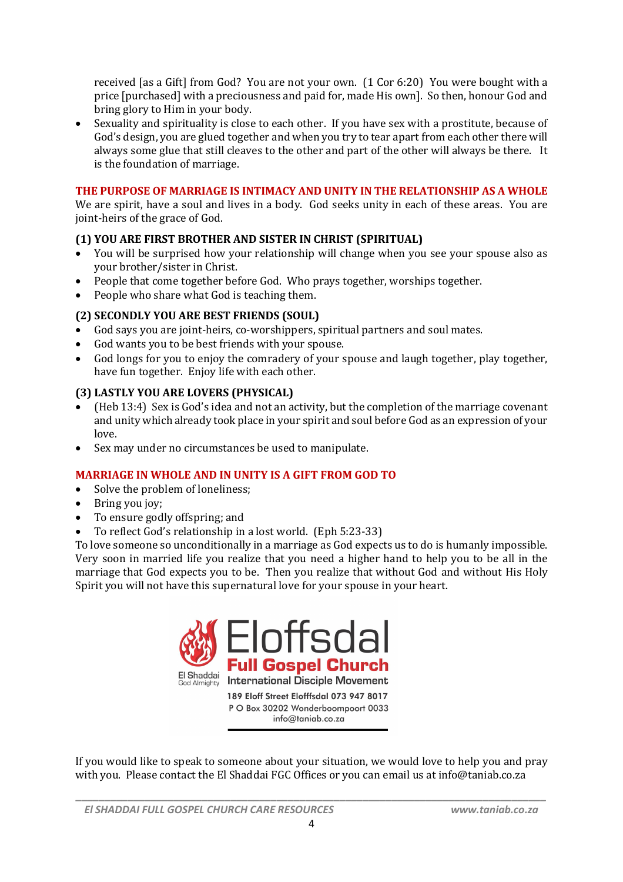received [as a Gift] from God? You are not your own. (1 Cor 6:20) You were bought with a price [purchased] with a preciousness and paid for, made His own]. So then, honour God and bring glory to Him in your body.

- Sexuality and spirituality is close to each other. If you have sex with a prostitute, because of God's design, you are glued together and when you try to tear apart from each other there will always some glue that still cleaves to the other and part of the other will always be there. It is the foundation of marriage.

## THE PURPOSE OF MARRIAGE IS INTIMACY AND UNITY IN THE RELATIONSHIP AS A WHOLE

We are spirit, have a soul and lives in a body. God seeks unity in each of these areas. You are joint-heirs of the grace of God.

### (1) YOU ARE FIRST BROTHER AND SISTER IN CHRIST (SPIRITUAL)

- You will be surprised how your relationship will change when you see your spouse also as your brother/sister in Christ.
- People that come together before God. Who prays together, worships together.
- People who share what God is teaching them.

### (2) SECONDLY YOU ARE BEST FRIENDS (SOUL)

- God says you are joint-heirs, co-worshippers, spiritual partners and soul mates.
- God wants you to be best friends with your spouse.
- God longs for you to enjoy the comradery of your spouse and laugh together, play together, have fun together. Enjoy life with each other.

### (3) LASTLY YOU ARE LOVERS (PHYSICAL)

- (Heb 13:4) Sex is God's idea and not an activity, but the completion of the marriage covenant and unity which already took place in your spirit and soul before God as an expression of your love.
- Sex may under no circumstances be used to manipulate.

## MARRIAGE IN WHOLE AND IN UNITY IS A GIFT FROM GOD TO

- Solve the problem of loneliness;
- Bring you joy;
- To ensure godly offspring; and
- To reflect God's relationship in a lost world. (Eph 5:23-33)

To love someone so unconditionally in a marriage as God expects us to do is humanly impossible. Very soon in married life you realize that you need a higher hand to help you to be all in the marriage that God expects you to be. Then you realize that without God and without His Holy Spirit you will not have this supernatural love for your spouse in your heart.

El Shaddai
God Almighty

Eloffsdal
**Full Gospel Church**
International Disciple Movement

189 Eloff Street Elofffsdal 073 947 8017
P O Box 30202 Wonderboompoort 0033
info@taniab.co.za

If you would like to speak to someone about your situation, we would love to help you and pray with you. Please contact the El Shaddai FGC Offices or you can email us at info@taniab.co.za